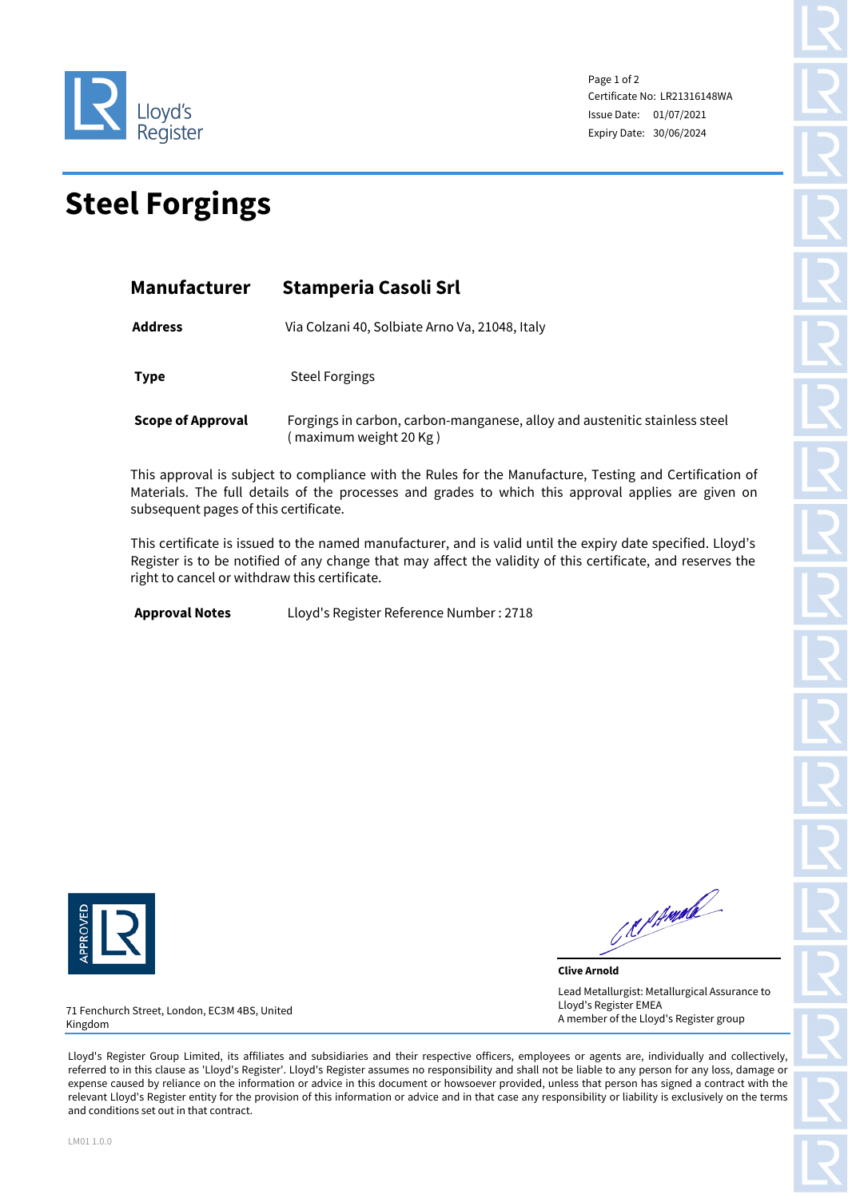Lloyd's Register

Certificate No: LR21316148WA
Issue Date: 01/07/2021
Expiry Date: 30/06/2024

# Steel Forgings

| | |
|---|---|
| **Manufacturer** | **Stamperia Casoli Srl** |
| **Address** | Via Colzani 40, Solbiate Arno Va, 21048, Italy |
| **Type** | Steel Forgings |
| **Scope of Approval** | Forgings in carbon, carbon-manganese, alloy and austenitic stainless steel ( maximum weight 20 Kg ) |

This approval is subject to compliance with the Rules for the Manufacture, Testing and Certification of Materials. The full details of the processes and grades to which this approval applies are given on subsequent pages of this certificate.

This certificate is issued to the named manufacturer, and is valid until the expiry date specified. Lloyd's Register is to be notified of any change that may affect the validity of this certificate, and reserves the right to cancel or withdraw this certificate.

**Approval Notes** Lloyd's Register Reference Number : 2718

APPROVED LR

**Clive Arnold**

Lead Metallurgist: Metallurgical Assurance to Lloyd's Register EMEA
A member of the Lloyd's Register group

71 Fenchurch Street, London, EC3M 4BS, United Kingdom

Lloyd's Register Group Limited, its affiliates and subsidiaries and their respective officers, employees or agents are, individually and collectively, referred to in this clause as 'Lloyd's Register'. Lloyd's Register assumes no responsibility and shall not be liable to any person for any loss, damage or expense caused by reliance on the information or advice in this document or howsoever provided, unless that person has signed a contract with the relevant Lloyd's Register entity for the provision of this information or advice and in that case any responsibility or liability is exclusively on the terms and conditions set out in that contract.

LM01 1.0.0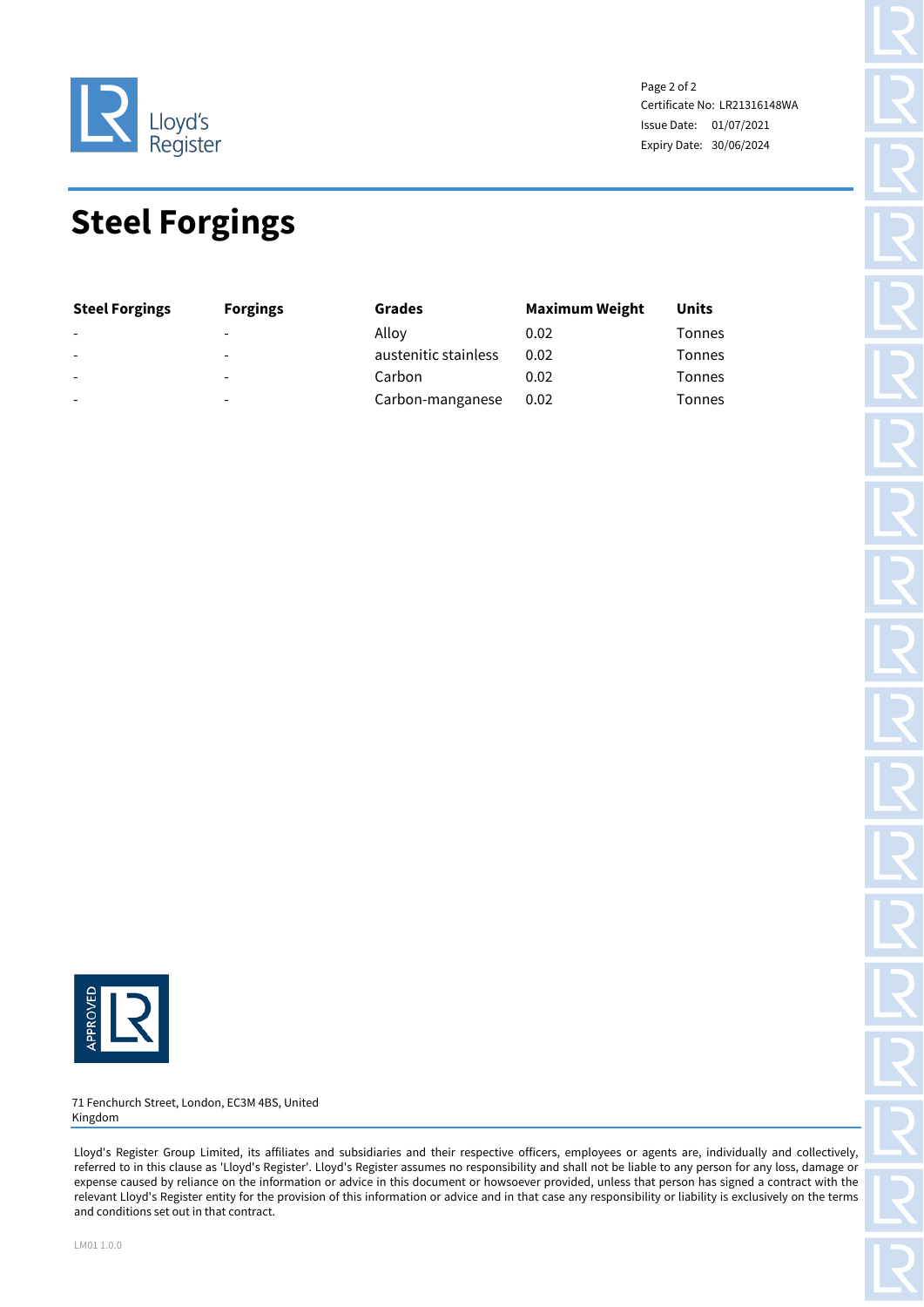Certificate No: LR21316148WA
Issue Date: 01/07/2021
Expiry Date: 30/06/2024

# Steel Forgings

| Steel Forgings | Forgings | Grades | Maximum Weight | Units |
|---|---|---|---|---|
| - | - | Alloy | 0.02 | Tonnes |
| - | - | austenitic stainless | 0.02 | Tonnes |
| - | - | Carbon | 0.02 | Tonnes |
| - | - | Carbon-manganese | 0.02 | Tonnes |

APPROVED

71 Fenchurch Street, London, EC3M 4BS, United Kingdom

Lloyd's Register Group Limited, its affiliates and subsidiaries and their respective officers, employees or agents are, individually and collectively, referred to in this clause as 'Lloyd's Register'. Lloyd's Register assumes no responsibility and shall not be liable to any person for any loss, damage or expense caused by reliance on the information or advice in this document or howsoever provided, unless that person has signed a contract with the relevant Lloyd's Register entity for the provision of this information or advice and in that case any responsibility or liability is exclusively on the terms and conditions set out in that contract.

LM01 1.0.0